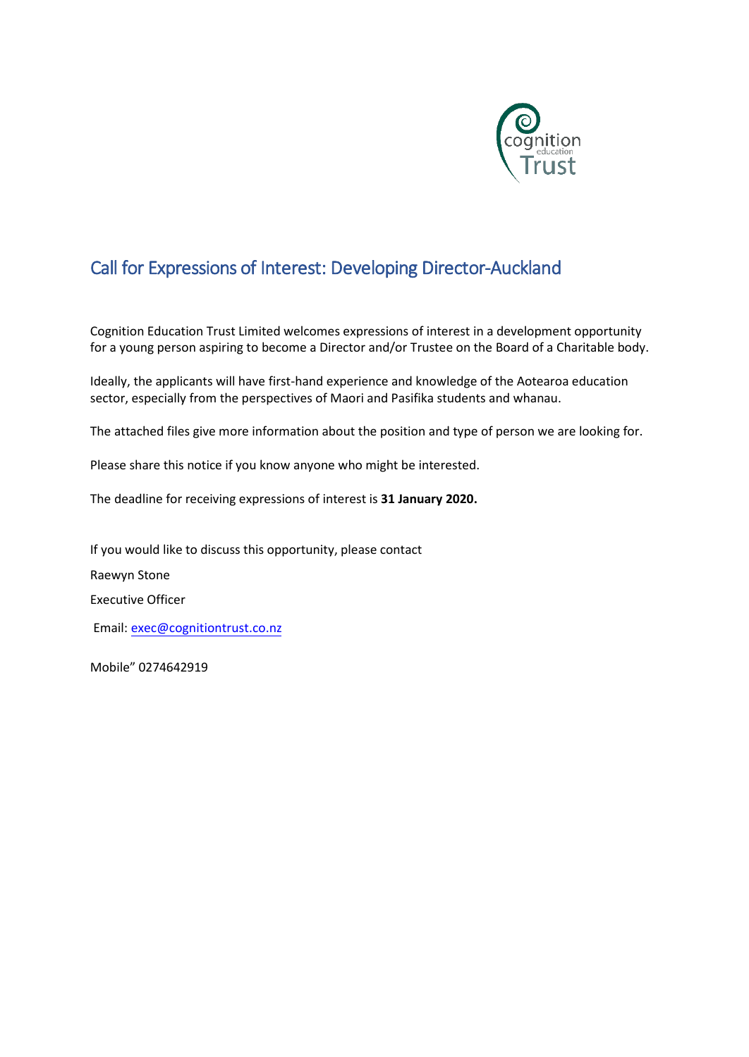## Call for Expressions of Interest: Developing Director-Auckland

Cognition Education Trust Limited welcomes expressions of interest in a development opportunity for a young person aspiring to become a Director and/or Trustee on the Board of a Charitable body.

Ideally, the applicants will have first-hand experience and knowledge of the Aotearoa education sector, especially from the perspectives of Maori and Pasifika students and whanau.

The attached files give more information about the position and type of person we are looking for.

Please share this notice if you know anyone who might be interested.

The deadline for receiving expressions of interest is **31 January 2020.**

If you would like to discuss this opportunity, please contact

Raewyn Stone

Executive Officer

Email: exec@cognitiontrust.co.nz

Mobile" 0274642919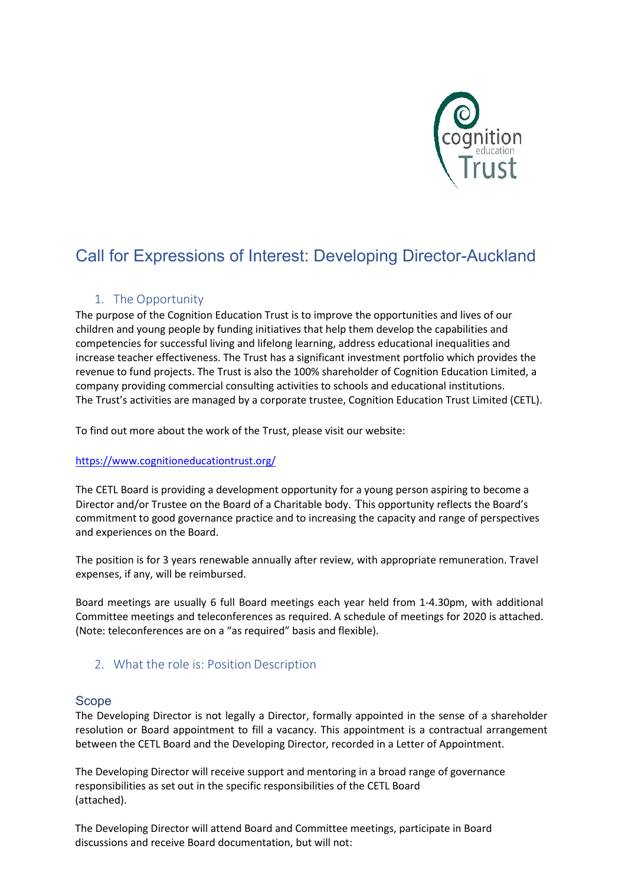# Call for Expressions of Interest: Developing Director-Auckland

## 1. The Opportunity

The purpose of the Cognition Education Trust is to improve the opportunities and lives of our children and young people by funding initiatives that help them develop the capabilities and competencies for successful living and lifelong learning, address educational inequalities and increase teacher effectiveness. The Trust has a significant investment portfolio which provides the revenue to fund projects. The Trust is also the 100% shareholder of Cognition Education Limited, a company providing commercial consulting activities to schools and educational institutions. The Trust's activities are managed by a corporate trustee, Cognition Education Trust Limited (CETL).

To find out more about the work of the Trust, please visit our website:

https://www.cognitioneducationtrust.org/

The CETL Board is providing a development opportunity for a young person aspiring to become a Director and/or Trustee on the Board of a Charitable body. This opportunity reflects the Board's commitment to good governance practice and to increasing the capacity and range of perspectives and experiences on the Board.

The position is for 3 years renewable annually after review, with appropriate remuneration. Travel expenses, if any, will be reimbursed.

Board meetings are usually 6 full Board meetings each year held from 1-4.30pm, with additional Committee meetings and teleconferences as required. A schedule of meetings for 2020 is attached. (Note: teleconferences are on a "as required" basis and flexible).

## 2. What the role is: Position Description

### Scope

The Developing Director is not legally a Director, formally appointed in the sense of a shareholder resolution or Board appointment to fill a vacancy. This appointment is a contractual arrangement between the CETL Board and the Developing Director, recorded in a Letter of Appointment.

The Developing Director will receive support and mentoring in a broad range of governance responsibilities as set out in the specific responsibilities of the CETL Board (attached).

The Developing Director will attend Board and Committee meetings, participate in Board discussions and receive Board documentation, but will not: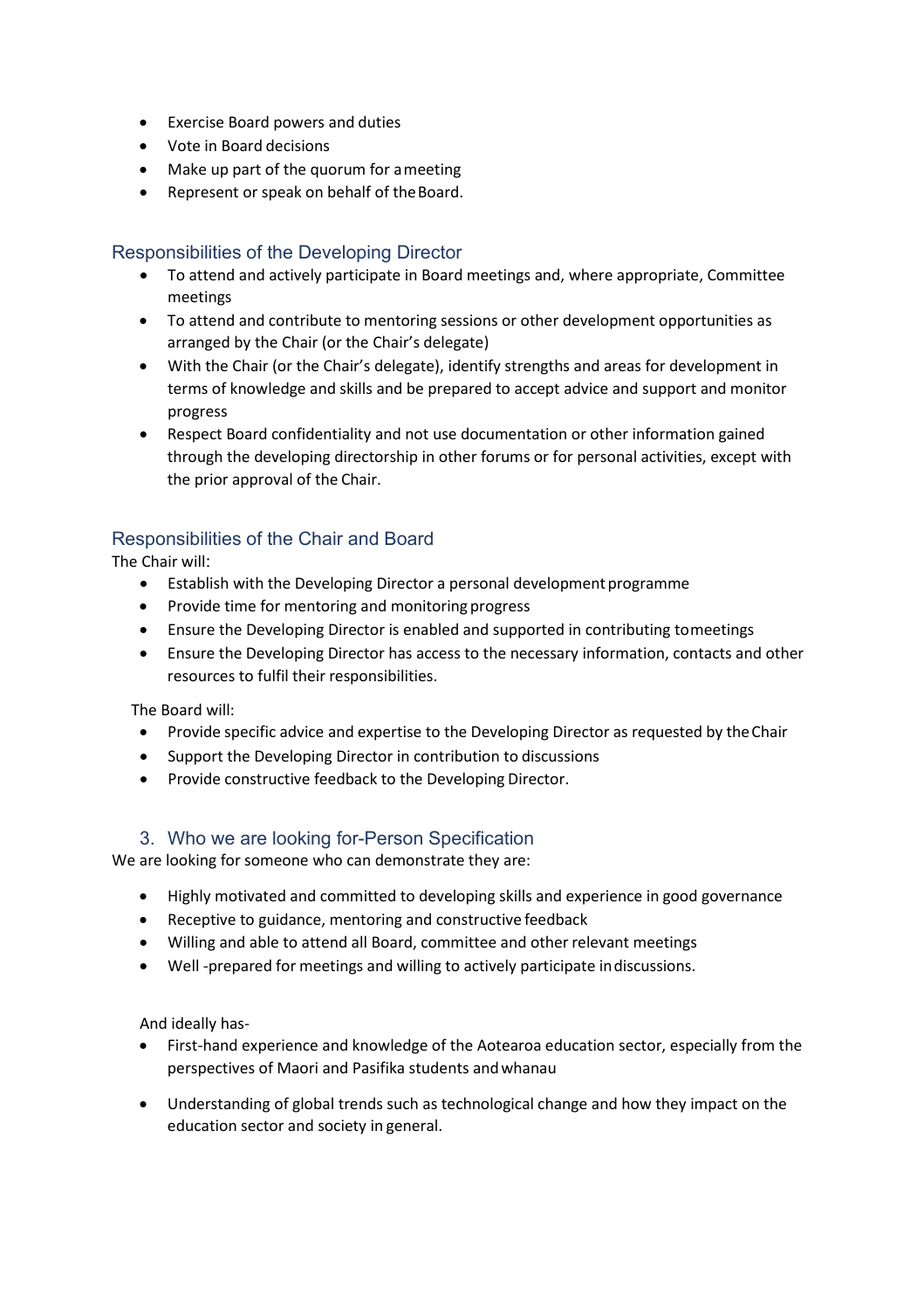- Exercise Board powers and duties
- Vote in Board decisions
- Make up part of the quorum for a meeting
- Represent or speak on behalf of the Board.

## Responsibilities of the Developing Director

- To attend and actively participate in Board meetings and, where appropriate, Committee meetings
- To attend and contribute to mentoring sessions or other development opportunities as arranged by the Chair (or the Chair's delegate)
- With the Chair (or the Chair's delegate), identify strengths and areas for development in terms of knowledge and skills and be prepared to accept advice and support and monitor progress
- Respect Board confidentiality and not use documentation or other information gained through the developing directorship in other forums or for personal activities, except with the prior approval of the Chair.

## Responsibilities of the Chair and Board

The Chair will:

- Establish with the Developing Director a personal development programme
- Provide time for mentoring and monitoring progress
- Ensure the Developing Director is enabled and supported in contributing to meetings
- Ensure the Developing Director has access to the necessary information, contacts and other resources to fulfil their responsibilities.

The Board will:

- Provide specific advice and expertise to the Developing Director as requested by the Chair
- Support the Developing Director in contribution to discussions
- Provide constructive feedback to the Developing Director.

## 3. Who we are looking for-Person Specification

We are looking for someone who can demonstrate they are:

- Highly motivated and committed to developing skills and experience in good governance
- Receptive to guidance, mentoring and constructive feedback
- Willing and able to attend all Board, committee and other relevant meetings
- Well -prepared for meetings and willing to actively participate in discussions.

And ideally has-

- First-hand experience and knowledge of the Aotearoa education sector, especially from the perspectives of Maori and Pasifika students and whanau
- Understanding of global trends such as technological change and how they impact on the education sector and society in general.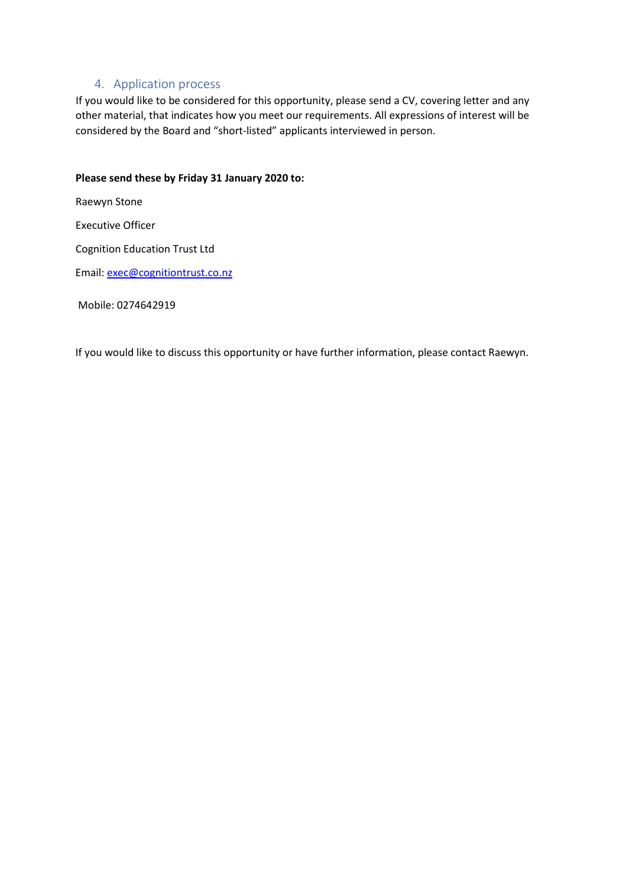## 4. Application process

If you would like to be considered for this opportunity, please send a CV, covering letter and any other material, that indicates how you meet our requirements. All expressions of interest will be considered by the Board and "short-listed" applicants interviewed in person.

**Please send these by Friday 31 January 2020 to:**

Raewyn Stone

Executive Officer

Cognition Education Trust Ltd

Email: exec@cognitiontrust.co.nz

Mobile: 0274642919

If you would like to discuss this opportunity or have further information, please contact Raewyn.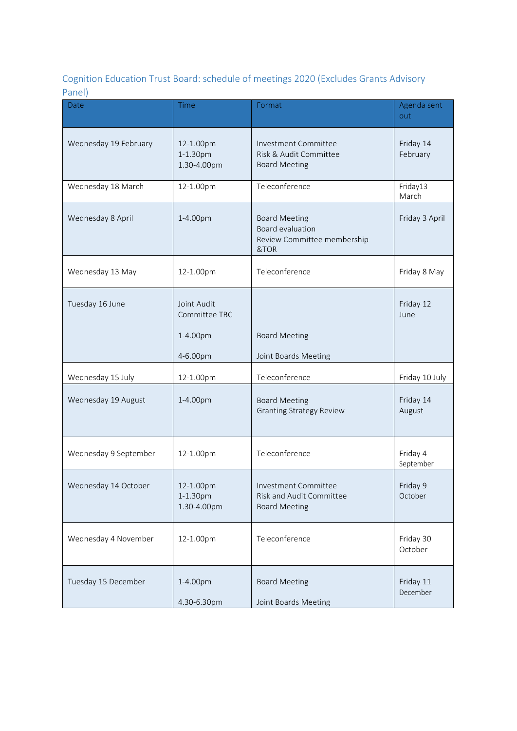## Cognition Education Trust Board: schedule of meetings 2020 (Excludes Grants Advisory Panel)

| Date | Time | Format | Agenda sent out |
|---|---|---|---|
| Wednesday 19 February | 12-1.00pm<br>1-1.30pm<br>1.30-4.00pm | Investment Committee<br>Risk & Audit Committee<br>Board Meeting | Friday 14 February |
| Wednesday 18 March | 12-1.00pm | Teleconference | Friday13 March |
| Wednesday 8 April | 1-4.00pm | Board Meeting<br>Board evaluation<br>Review Committee membership &TOR | Friday 3 April |
| Wednesday 13 May | 12-1.00pm | Teleconference | Friday 8 May |
| Tuesday 16 June | Joint Audit Committee TBC<br>1-4.00pm<br>4-6.00pm | <br>Board Meeting<br>Joint Boards Meeting | Friday 12 June |
| Wednesday 15 July | 12-1.00pm | Teleconference | Friday 10 July |
| Wednesday 19 August | 1-4.00pm | Board Meeting<br>Granting Strategy Review | Friday 14 August |
| Wednesday 9 September | 12-1.00pm | Teleconference | Friday 4 September |
| Wednesday 14 October | 12-1.00pm<br>1-1.30pm<br>1.30-4.00pm | Investment Committee<br>Risk and Audit Committee<br>Board Meeting | Friday 9 October |
| Wednesday 4 November | 12-1.00pm | Teleconference | Friday 30 October |
| Tuesday 15 December | 1-4.00pm<br>4.30-6.30pm | Board Meeting<br>Joint Boards Meeting | Friday 11 December |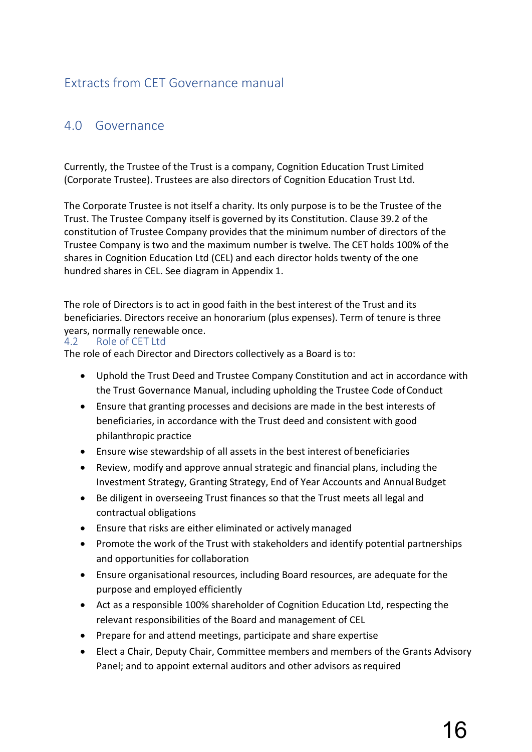# Extracts from CET Governance manual

## 4.0 Governance

Currently, the Trustee of the Trust is a company, Cognition Education Trust Limited (Corporate Trustee). Trustees are also directors of Cognition Education Trust Ltd.

The Corporate Trustee is not itself a charity. Its only purpose is to be the Trustee of the Trust. The Trustee Company itself is governed by its Constitution. Clause 39.2 of the constitution of Trustee Company provides that the minimum number of directors of the Trustee Company is two and the maximum number is twelve. The CET holds 100% of the shares in Cognition Education Ltd (CEL) and each director holds twenty of the one hundred shares in CEL. See diagram in Appendix 1.

The role of Directors is to act in good faith in the best interest of the Trust and its beneficiaries. Directors receive an honorarium (plus expenses). Term of tenure is three years, normally renewable once.

### 4.2 Role of CET Ltd

The role of each Director and Directors collectively as a Board is to:

- Uphold the Trust Deed and Trustee Company Constitution and act in accordance with the Trust Governance Manual, including upholding the Trustee Code of Conduct
- Ensure that granting processes and decisions are made in the best interests of beneficiaries, in accordance with the Trust deed and consistent with good philanthropic practice
- Ensure wise stewardship of all assets in the best interest of beneficiaries
- Review, modify and approve annual strategic and financial plans, including the Investment Strategy, Granting Strategy, End of Year Accounts and Annual Budget
- Be diligent in overseeing Trust finances so that the Trust meets all legal and contractual obligations
- Ensure that risks are either eliminated or actively managed
- Promote the work of the Trust with stakeholders and identify potential partnerships and opportunities for collaboration
- Ensure organisational resources, including Board resources, are adequate for the purpose and employed efficiently
- Act as a responsible 100% shareholder of Cognition Education Ltd, respecting the relevant responsibilities of the Board and management of CEL
- Prepare for and attend meetings, participate and share expertise
- Elect a Chair, Deputy Chair, Committee members and members of the Grants Advisory Panel; and to appoint external auditors and other advisors as required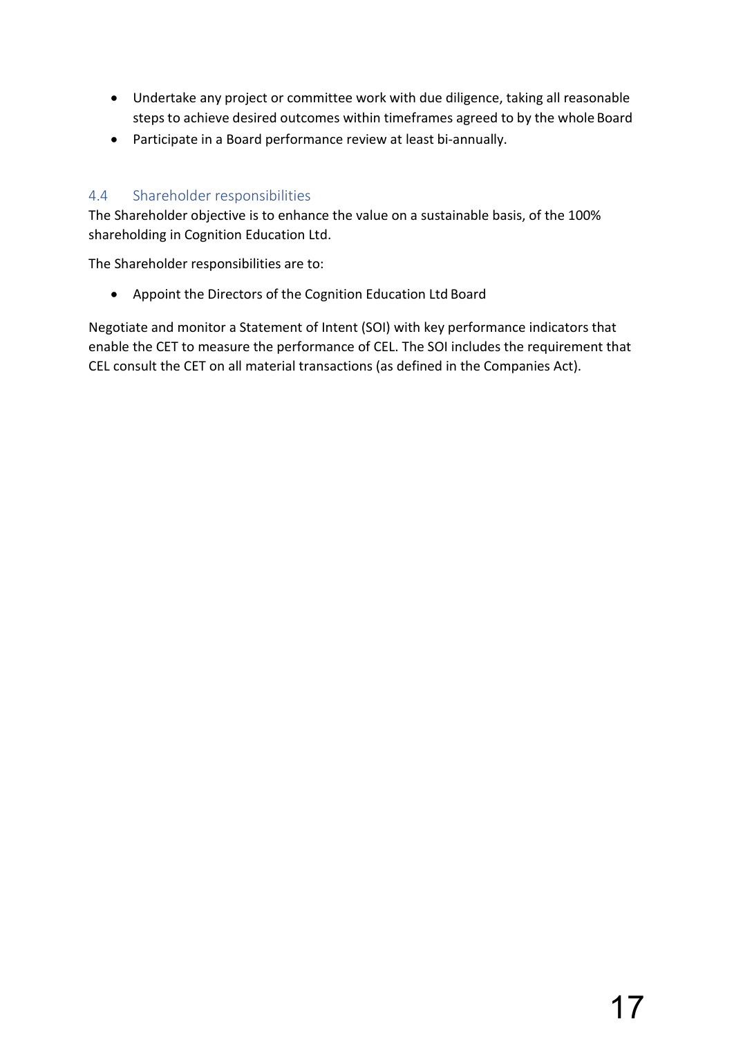- Undertake any project or committee work with due diligence, taking all reasonable steps to achieve desired outcomes within timeframes agreed to by the whole Board
- Participate in a Board performance review at least bi-annually.

### 4.4 Shareholder responsibilities

The Shareholder objective is to enhance the value on a sustainable basis, of the 100% shareholding in Cognition Education Ltd.

The Shareholder responsibilities are to:

- Appoint the Directors of the Cognition Education Ltd Board

Negotiate and monitor a Statement of Intent (SOI) with key performance indicators that enable the CET to measure the performance of CEL. The SOI includes the requirement that CEL consult the CET on all material transactions (as defined in the Companies Act).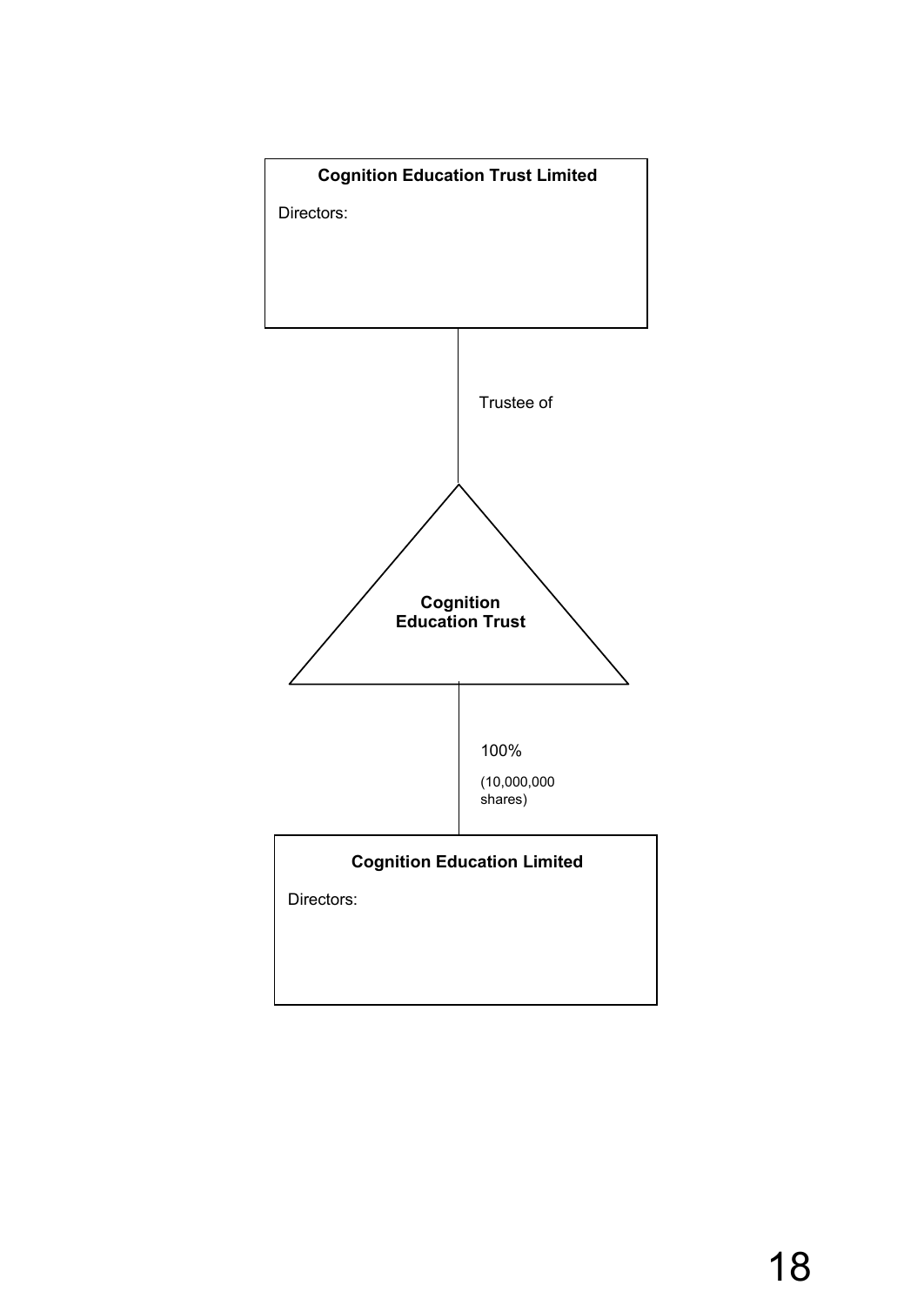**Cognition Education Trust Limited**

Directors:

Trustee of

**Cognition Education Trust**

100%

(10,000,000 shares)

**Cognition Education Limited**

Directors: